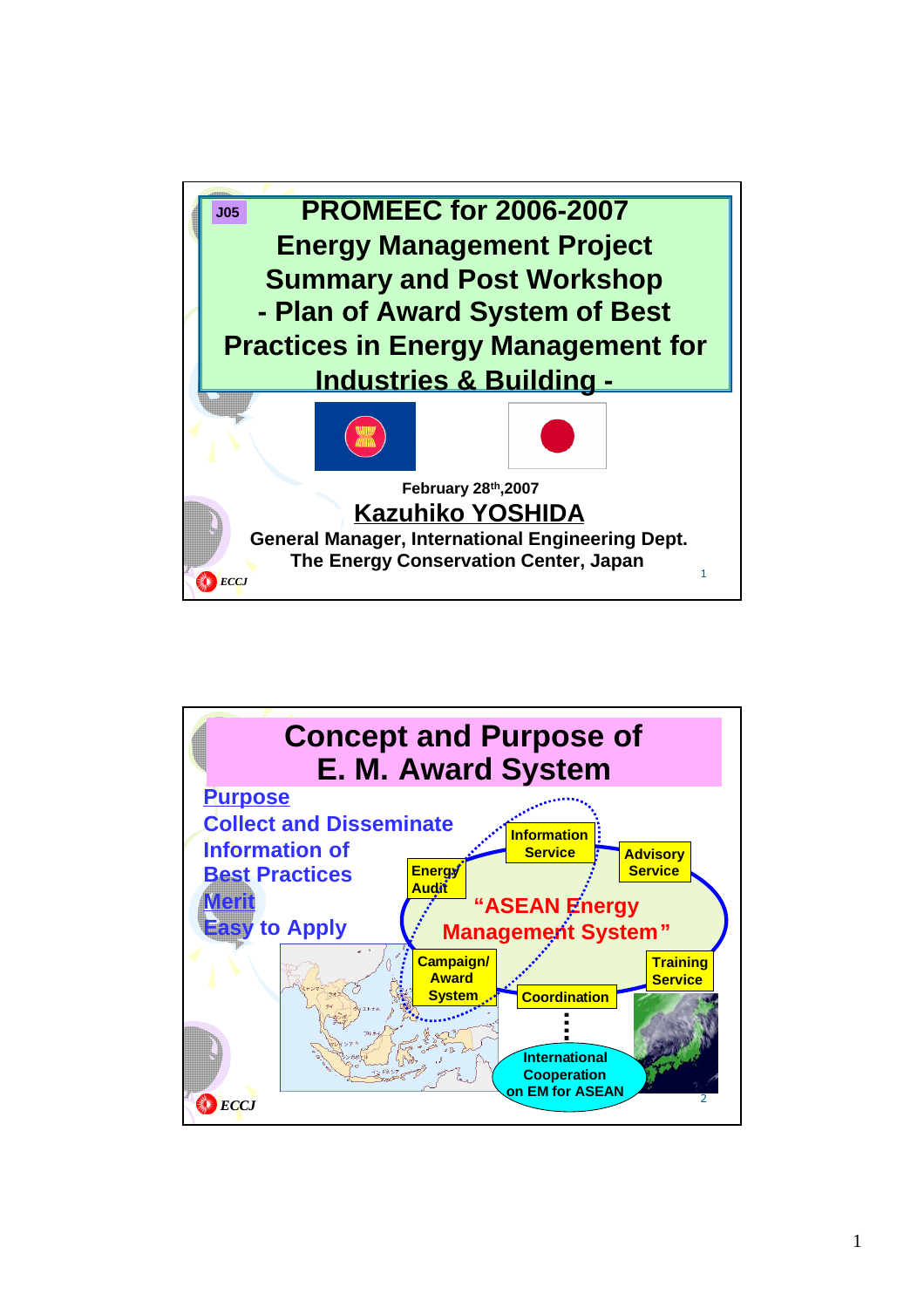J05

# PROMEEC for 2006-2007 Energy Management Project Summary and Post Workshop - Plan of Award System of Best Practices in Energy Management for Industries & Building -

February 28th,2007

**Kazuhiko YOSHIDA**

**General Manager, International Engineering Dept.**
**The Energy Conservation Center, Japan**

ECCJ

---

# Concept and Purpose of E. M. Award System

**Purpose**

**Collect and Disseminate Information of Best Practices**

**Merit**

**Easy to Apply**

"ASEAN Energy Management System"

- Information Service
- Advisory Service
- Energy Audit
- Campaign/ Award System
- Coordination
- Training Service
- International Cooperation on EM for ASEAN

ECCJ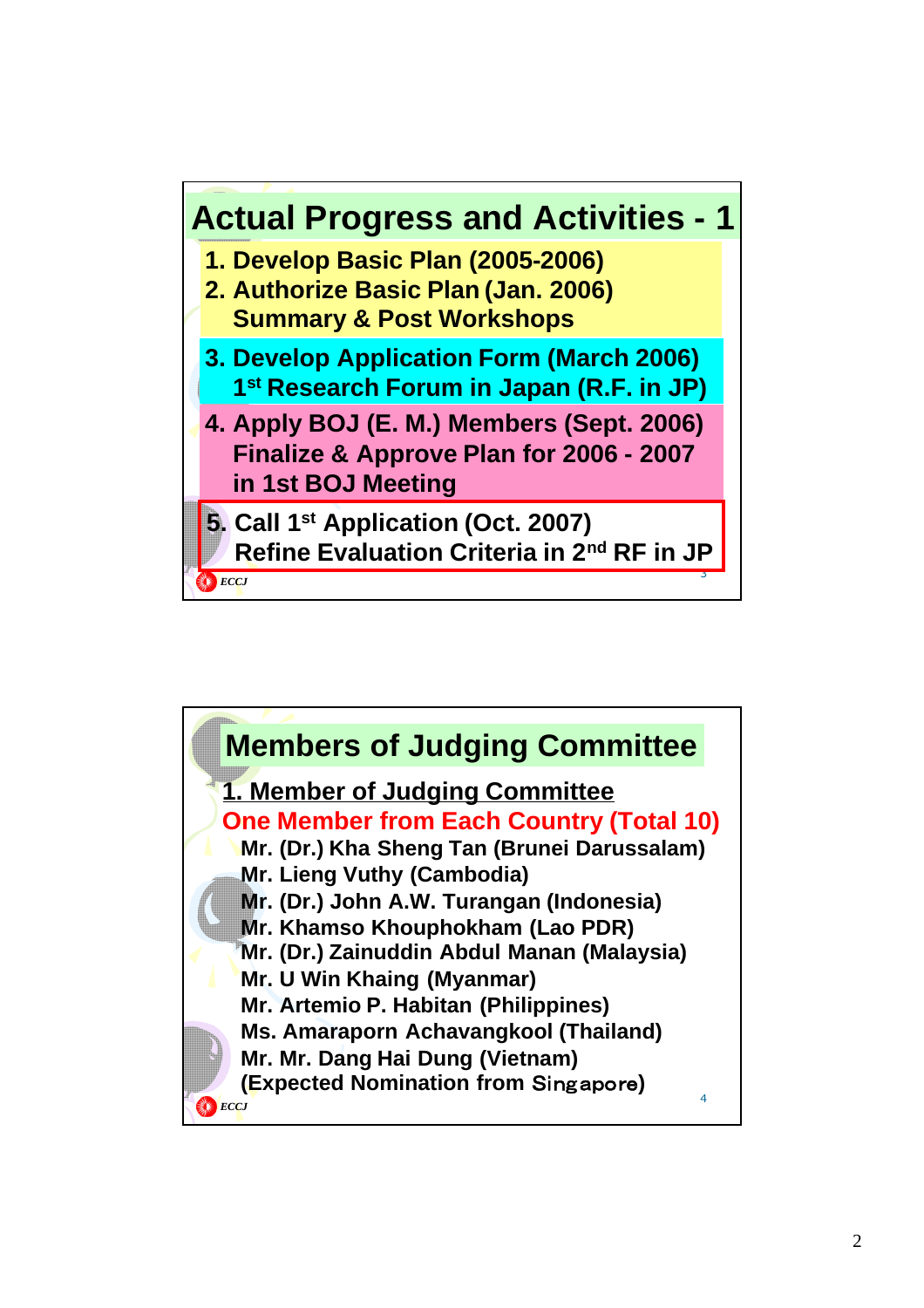## Actual Progress and Activities - 1

1. Develop Basic Plan (2005-2006)
2. Authorize Basic Plan (Jan. 2006)
   Summary & Post Workshops
3. Develop Application Form (March 2006)
   1st Research Forum in Japan (R.F. in JP)
4. Apply BOJ (E. M.) Members (Sept. 2006)
   Finalize & Approve Plan for 2006 - 2007
   in 1st BOJ Meeting
5. Call 1st Application (Oct. 2007)
   Refine Evaluation Criteria in 2nd RF in JP

ECCJ

## Members of Judging Committee

**1. Member of Judging Committee**

**One Member from Each Country (Total 10)**

- Mr. (Dr.) Kha Sheng Tan (Brunei Darussalam)
- Mr. Lieng Vuthy (Cambodia)
- Mr. (Dr.) John A.W. Turangan (Indonesia)
- Mr. Khamso Khouphokham (Lao PDR)
- Mr. (Dr.) Zainuddin Abdul Manan (Malaysia)
- Mr. U Win Khaing (Myanmar)
- Mr. Artemio P. Habitan (Philippines)
- Ms. Amaraporn Achavangkool (Thailand)
- Mr. Mr. Dang Hai Dung (Vietnam)
- (Expected Nomination from Singapore)

ECCJ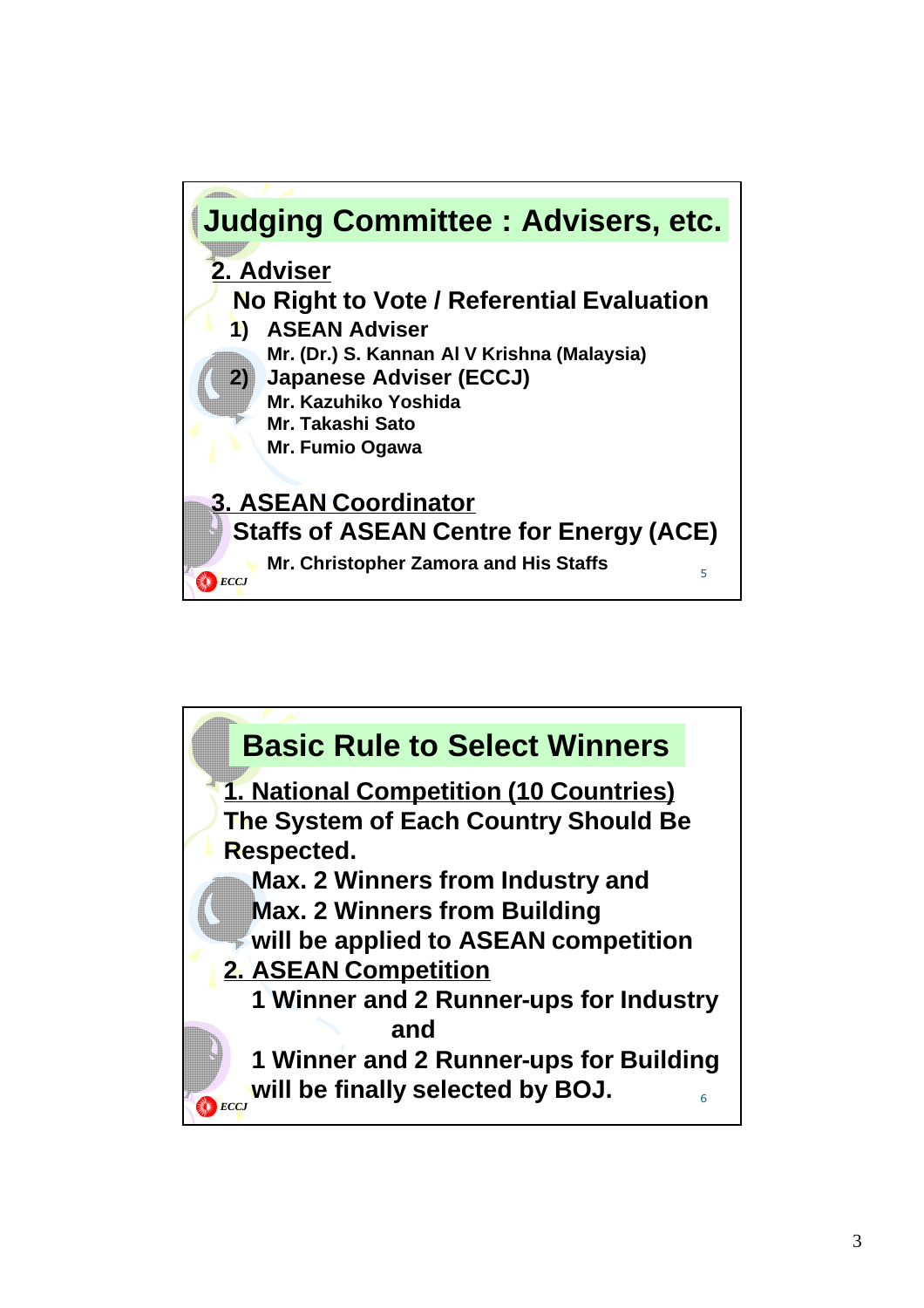## Judging Committee : Advisers, etc.

**2. Adviser**

**No Right to Vote / Referential Evaluation**

1) **ASEAN Adviser**
   Mr. (Dr.) S. Kannan Al V Krishna (Malaysia)
2) **Japanese Adviser (ECCJ)**
   Mr. Kazuhiko Yoshida
   Mr. Takashi Sato
   Mr. Fumio Ogawa

**3. ASEAN Coordinator**

**Staffs of ASEAN Centre for Energy (ACE)**

Mr. Christopher Zamora and His Staffs

ECCJ 5

## Basic Rule to Select Winners

**1. National Competition (10 Countries)**

**The System of Each Country Should Be Respected.**

**Max. 2 Winners from Industry and**
**Max. 2 Winners from Building**
**will be applied to ASEAN competition**

**2. ASEAN Competition**

**1 Winner and 2 Runner-ups for Industry**
**and**
**1 Winner and 2 Runner-ups for Building**
**will be finally selected by BOJ.**

ECCJ 6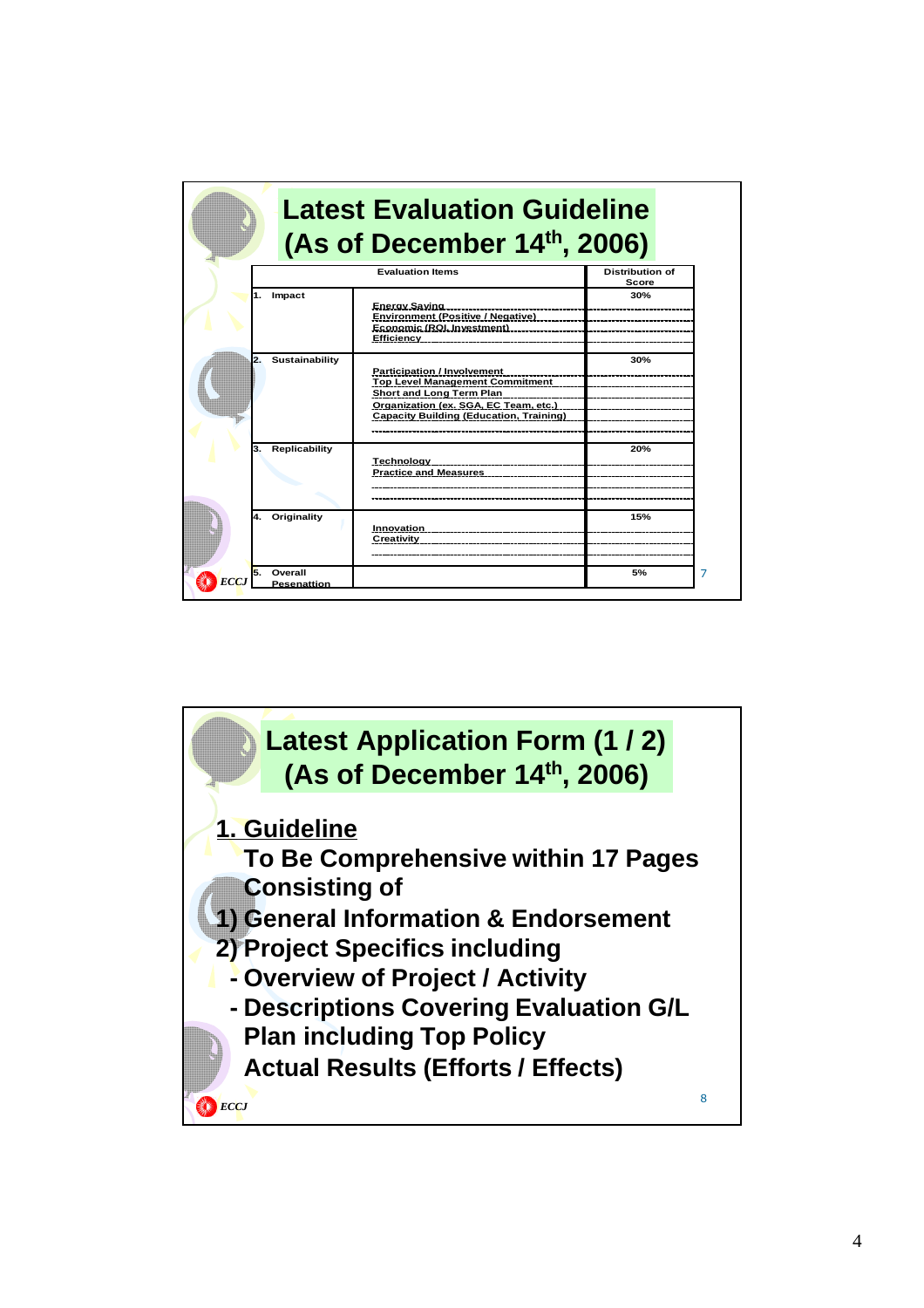# Latest Evaluation Guideline (As of December 14th, 2006)

| Evaluation Items | | Distribution of Score |
|---|---|---|
| 1. Impact | Energy Saving<br>Environment (Positive / Negative)<br>Economic (ROI, Investment)<br>Efficiency | 30% |
| 2. Sustainability | Participation / Involvement<br>Top Level Management Commitment<br>Short and Long Term Plan<br>Organization (ex. SGA, EC Team, etc.)<br>Capacity Building (Education, Training) | 30% |
| 3. Replicability | Technology<br>Practice and Measures | 20% |
| 4. Originality | Innovation<br>Creativity | 15% |
| 5. Overall Pesenattion | | 5% |

# Latest Application Form (1 / 2) (As of December 14th, 2006)

## 1. Guideline

**To Be Comprehensive within 17 Pages Consisting of**

**1) General Information & Endorsement**

**2) Project Specifics including**

- **Overview of Project / Activity**
- **Descriptions Covering Evaluation G/L**
  **Plan including Top Policy**
  **Actual Results (Efforts / Effects)**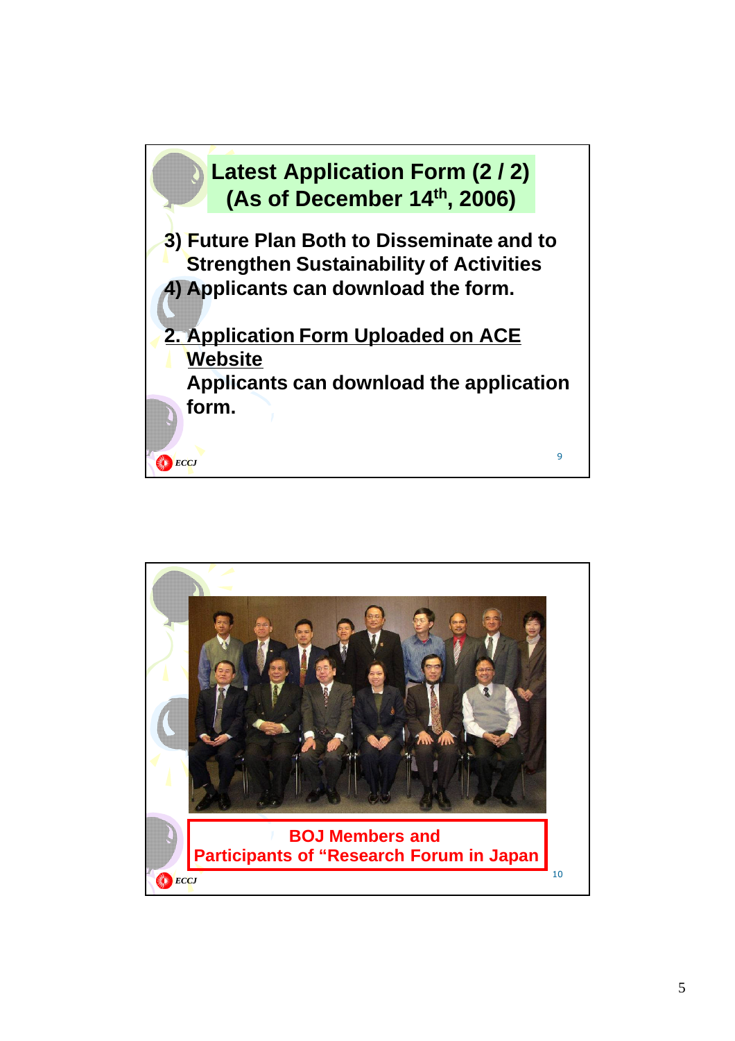## Latest Application Form (2 / 2) (As of December 14th, 2006)

**3) Future Plan Both to Disseminate and to Strengthen Sustainability of Activities**

**4) Applicants can download the form.**

**2. Application Form Uploaded on ACE Website**

**Applicants can download the application form.**

ECCJ

**BOJ Members and Participants of "Research Forum in Japan**

ECCJ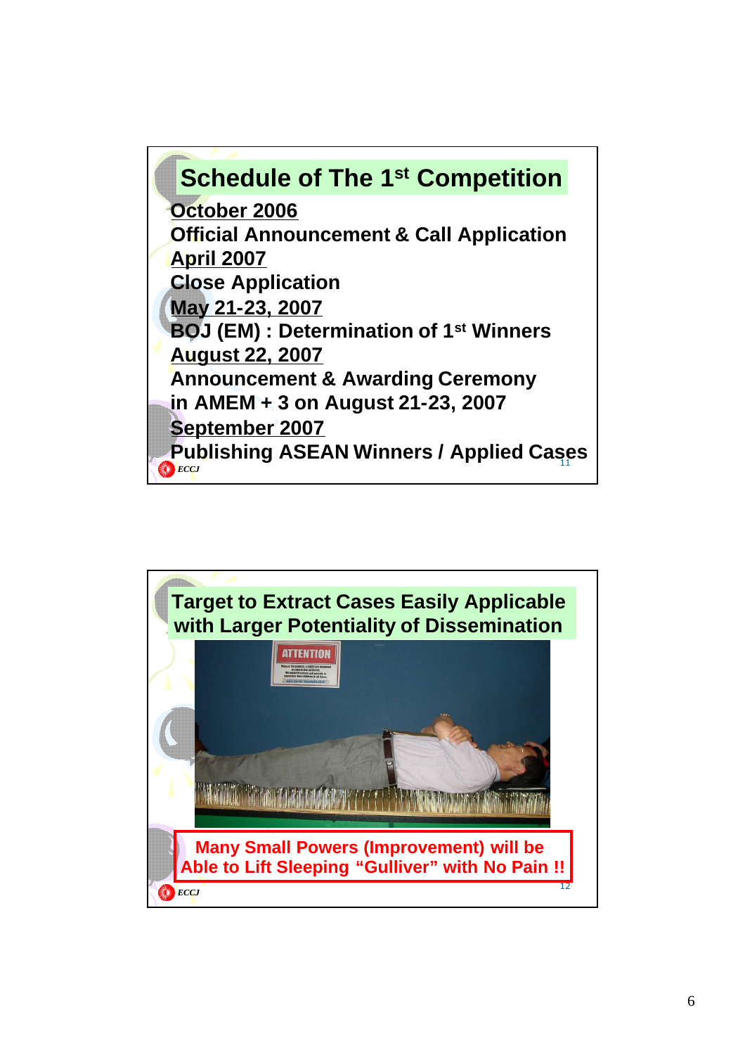## Schedule of The 1st Competition

**October 2006**
Official Announcement & Call Application

**April 2007**
Close Application

**May 21-23, 2007**
BOJ (EM) : Determination of 1st Winners

**August 22, 2007**
Announcement & Awarding Ceremony in AMEM + 3 on August 21-23, 2007

**September 2007**
Publishing ASEAN Winners / Applied Cases

ECCJ

## Target to Extract Cases Easily Applicable with Larger Potentiality of Dissemination

**Many Small Powers (Improvement) will be Able to Lift Sleeping "Gulliver" with No Pain !!**

ECCJ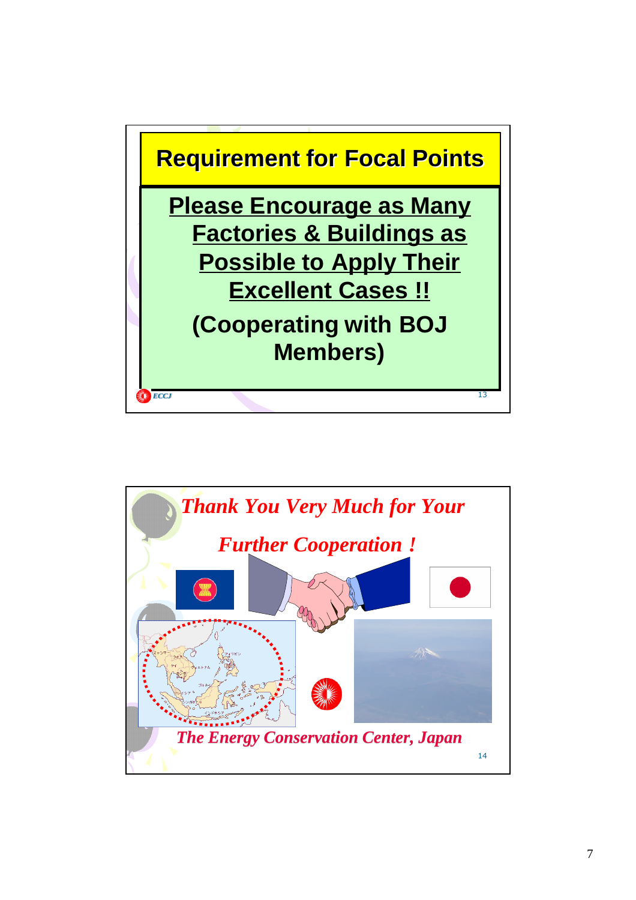## Requirement for Focal Points

**Please Encourage as Many Factories & Buildings as Possible to Apply Their Excellent Cases !!**

**(Cooperating with BOJ Members)**

ECCJ

*Thank You Very Much for Your Further Cooperation !*

*The Energy Conservation Center, Japan*